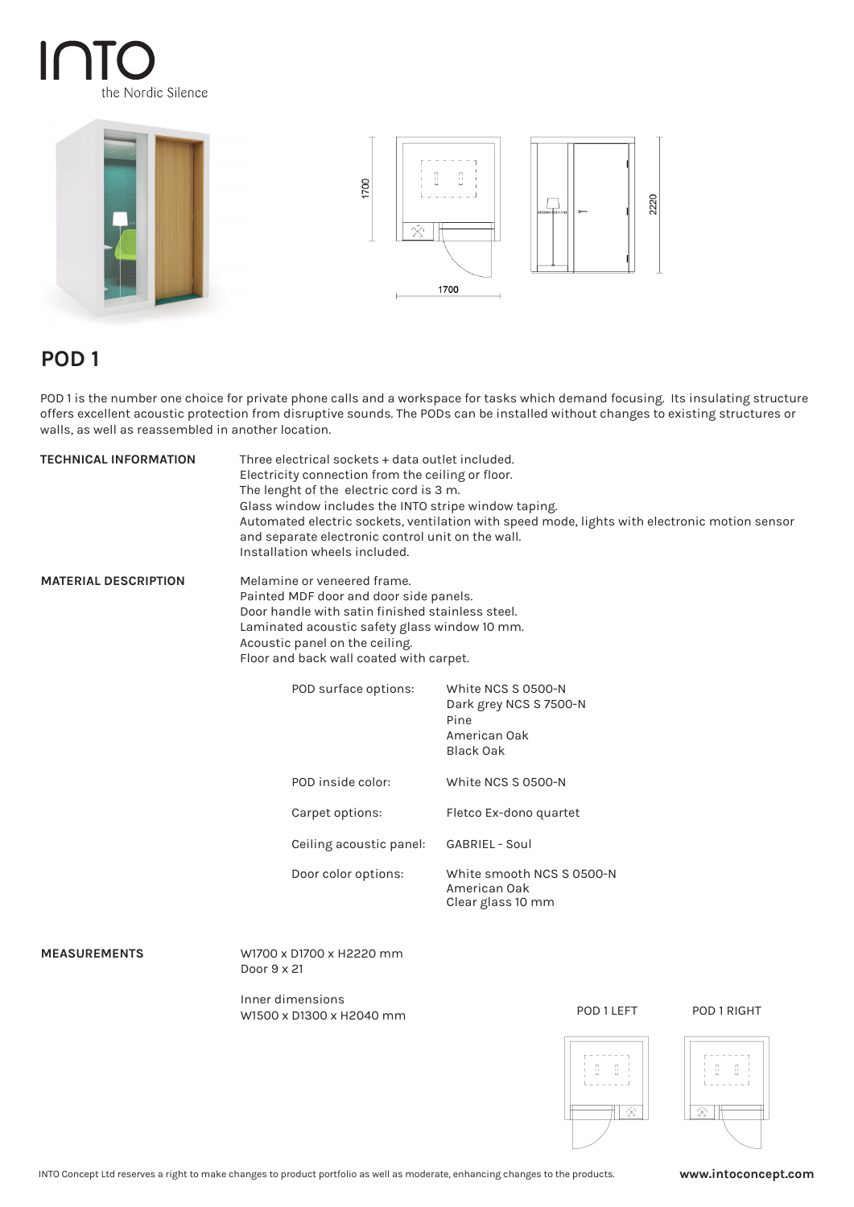# INTO

the Nordic Silence

## POD 1

POD 1 is the number one choice for private phone calls and a workspace for tasks which demand focusing. Its insulating structure offers excellent acoustic protection from disruptive sounds. The PODs can be installed without changes to existing structures or walls, as well as reassembled in another location.

**TECHNICAL INFORMATION**

Three electrical sockets + data outlet included.
Electricity connection from the ceiling or floor.
The lenght of the electric cord is 3 m.
Glass window includes the INTO stripe window taping.
Automated electric sockets, ventilation with speed mode, lights with electronic motion sensor and separate electronic control unit on the wall.
Installation wheels included.

**MATERIAL DESCRIPTION**

Melamine or veneered frame.
Painted MDF door and door side panels.
Door handle with satin finished stainless steel.
Laminated acoustic safety glass window 10 mm.
Acoustic panel on the ceiling.
Floor and back wall coated with carpet.

| | |
|---|---|
| POD surface options: | White NCS S 0500-N<br>Dark grey NCS S 7500-N<br>Pine<br>American Oak<br>Black Oak |
| POD inside color: | White NCS S 0500-N |
| Carpet options: | Fletco Ex-dono quartet |
| Ceiling acoustic panel: | GABRIEL - Soul |
| Door color options: | White smooth NCS S 0500-N<br>American Oak<br>Clear glass 10 mm |

**MEASUREMENTS**

W1700 x D1700 x H2220 mm
Door 9 x 21

Inner dimensions
W1500 x D1300 x H2040 mm

POD 1 LEFT

POD 1 RIGHT

INTO Concept Ltd reserves a right to make changes to product portfolio as well as moderate, enhancing changes to the products.

**www.intoconcept.com**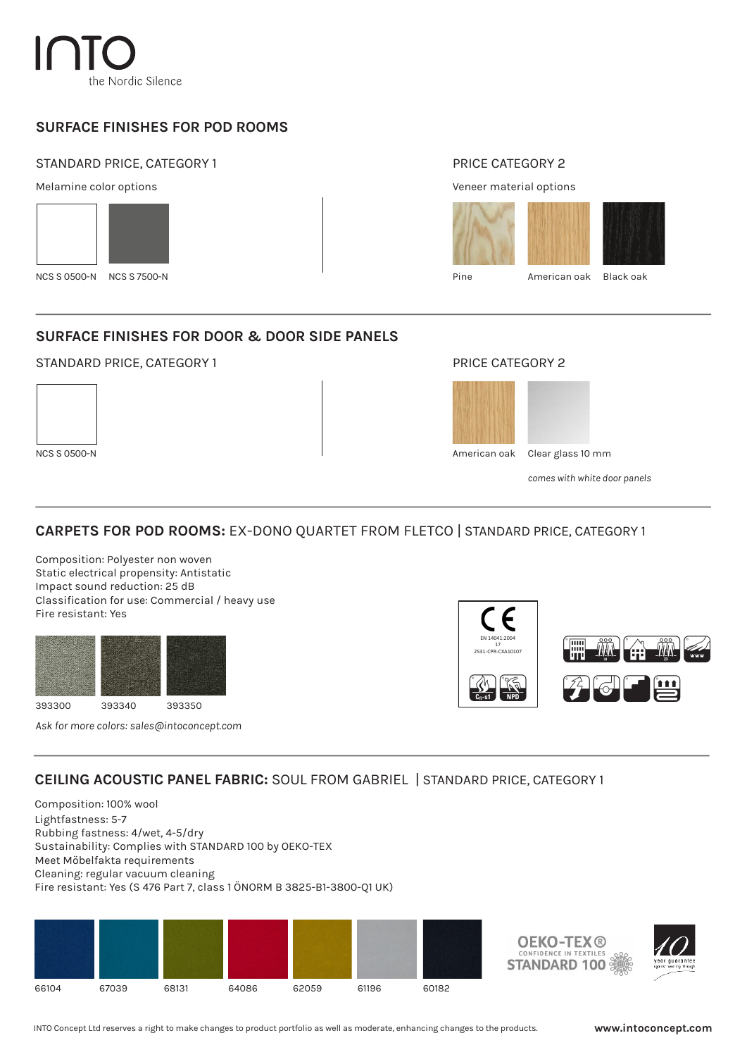INTO
the Nordic Silence

## SURFACE FINISHES FOR POD ROOMS

### STANDARD PRICE, CATEGORY 1

Melamine color options

NCS S 0500-N    NCS S 7500-N

### PRICE CATEGORY 2

Veneer material options

Pine    American oak    Black oak

## SURFACE FINISHES FOR DOOR & DOOR SIDE PANELS

### STANDARD PRICE, CATEGORY 1

NCS S 0500-N

### PRICE CATEGORY 2

American oak    Clear glass 10 mm

*comes with white door panels*

## CARPETS FOR POD ROOMS: EX-DONO QUARTET FROM FLETCO | STANDARD PRICE, CATEGORY 1

Composition: Polyester non woven
Static electrical propensity: Antistatic
Impact sound reduction: 25 dB
Classification for use: Commercial / heavy use
Fire resistant: Yes

393300    393340    393350

*Ask for more colors: sales@intoconcept.com*

CE
EN 14041:2004
17
2531-CPR-CXA10107
$C_{fl}$-s1    NPD

## CEILING ACOUSTIC PANEL FABRIC: SOUL FROM GABRIEL | STANDARD PRICE, CATEGORY 1

Composition: 100% wool
Lightfastness: 5-7
Rubbing fastness: 4/wet, 4-5/dry
Sustainability: Complies with STANDARD 100 by OEKO-TEX
Meet Möbelfakta requirements
Cleaning: regular vacuum cleaning
Fire resistant: Yes (S 476 Part 7, class 1 ÖNORM B 3825-B1-3800-Q1 UK)

66104    67039    68131    64086    62059    61196    60182

OEKO-TEX® CONFIDENCE IN TEXTILES STANDARD 100

10 year guarantee

INTO Concept Ltd reserves a right to make changes to product portfolio as well as moderate, enhancing changes to the products.

www.intoconcept.com